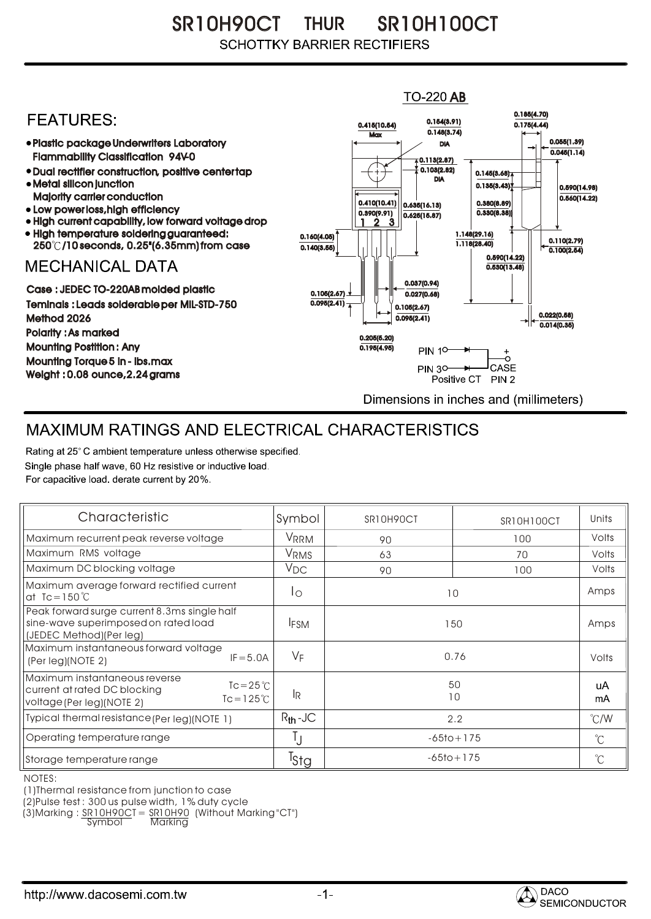# SR10H90CT THUR SR10H100CT

SCHOTTKY BARRIER RECTIFIERS

TO-220 AB

## FEATURES:

- Plastic package Underwriters Laboratory Flammability Classification 94V-0
- Dual rectifier construction, positive center tap
- Metal silicon junction Majority carrier conduction
- Low power loss, high efficiency
- High current capability, low forward voltage drop
- High temperature soldering guaranteed: 250℃/10 seconds, 0.25"(6.35mm) from case

## MECHANICAL DATA

Case : JEDEC TO-220AB molded plastic

Teminals : Leads solderable per MIL-STD-750 Method 2026

Polarity : As marked

Mounting Postition : Any

Mounting Torque 5 in - lbs.max

Weight : 0.08 ounce, 2.24 grams

PIN 1, PIN 3, CASE PIN 2 — Positive CT

Dimensions in inches and (millimeters)

## MAXIMUM RATINGS AND ELECTRICAL CHARACTERISTICS

Rating at 25° C ambient temperature unless otherwise specified.
Single phase half wave, 60 Hz resistive or inductive load.
For capacitive load. derate current by 20%.

| Characteristic | Symbol | SR10H90CT | SR10H100CT | Units |
|---|---|---|---|---|
| Maximum recurrent peak reverse voltage | $V_{RRM}$ | 90 | 100 | Volts |
| Maximum RMS voltage | $V_{RMS}$ | 63 | 70 | Volts |
| Maximum DC blocking voltage | $V_{DC}$ | 90 | 100 | Volts |
| Maximum average forward rectified current at Tc=150℃ | $I_O$ | 10 | | Amps |
| Peak forward surge current 8.3ms single half sine-wave superimposed on rated load (JEDEC Method)(Per leg) | $I_{FSM}$ | 150 | | Amps |
| Maximum instantaneous forward voltage (Per leg)(NOTE 2) IF=5.0A | $V_F$ | 0.76 | | Volts |
| Maximum instantaneous reverse current at rated DC blocking voltage (Per leg)(NOTE 2) Tc=25℃ / Tc=125℃ | $I_R$ | 50 / 10 | | uA / mA |
| Typical thermal resistance (Per leg)(NOTE 1) | $R_{th}$-JC | 2.2 | | ℃/W |
| Operating temperature range | $T_J$ | -65to+175 | | ℃ |
| Storage temperature range | $T_{Stg}$ | -65to+175 | | ℃ |

NOTES:

(1) Thermal resistance from junction to case

(2) Pulse test : 300 us pulse width, 1% duty cycle

(3) Marking : SR10H90CT = SR10H90 (Without Marking "CT")
Symbol / Marking

http://www.dacosemi.com.tw

DACO SEMICONDUCTOR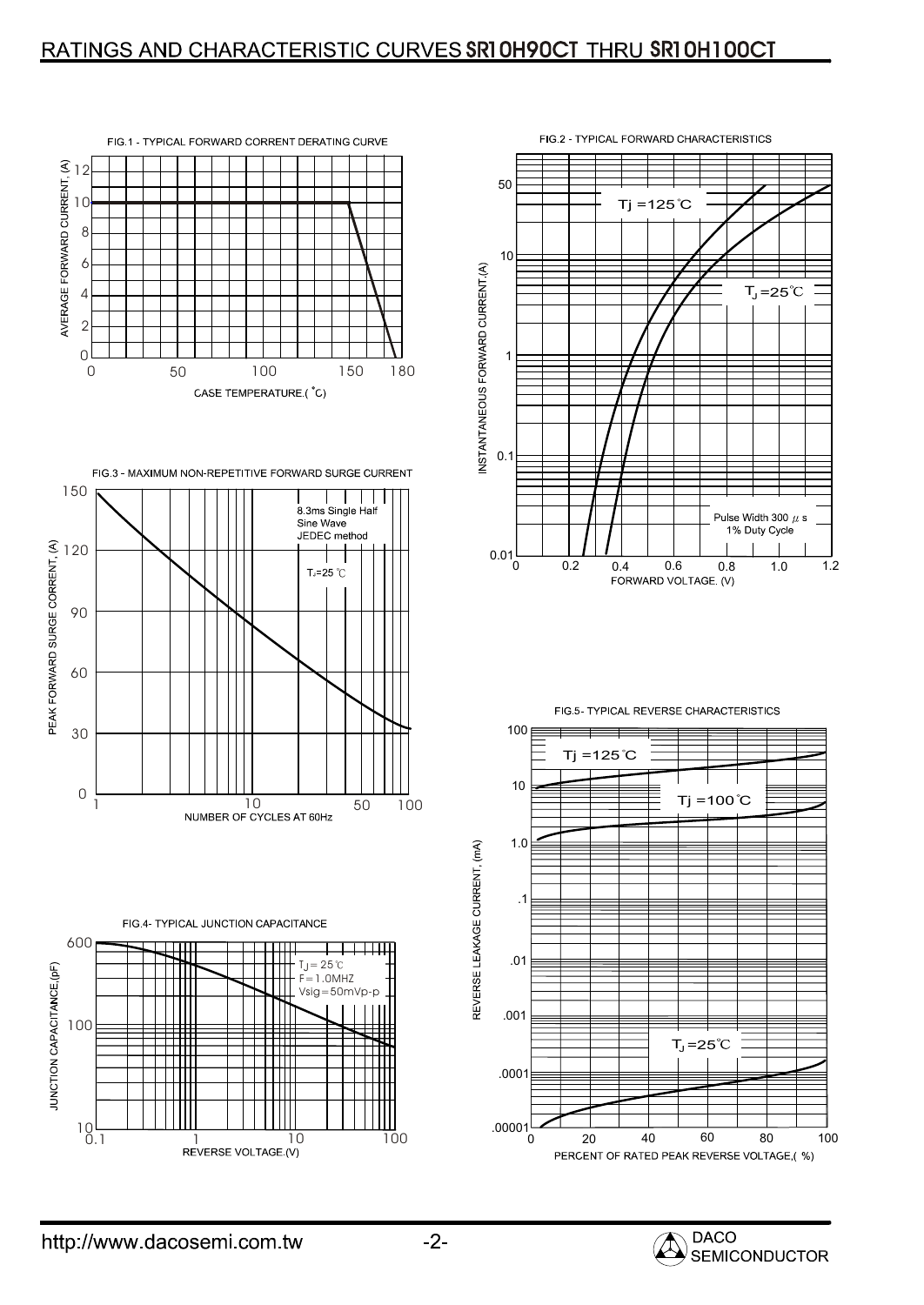# RATINGS AND CHARACTERISTIC CURVES SR10H90CT THRU SR10H100CT

FIG.1 - TYPICAL FORWARD CORRENT DERATING CURVE

AVERAGE FORWARD CURRENT, (A)

12
10
8
6
4
2
0

0 50 100 150 180

CASE TEMPERATURE.( °C)

FIG.2 - TYPICAL FORWARD CHARACTERISTICS

INSTANTANEOUS FORWARD CURRENT,(A)

50
10
1
0.1
0.01

Tj =125°C

$T_J$=25°C

Pulse Width 300 μ s
1% Duty Cycle

0 0.2 0.4 0.6 0.8 1.0 1.2

FORWARD VOLTAGE. (V)

FIG.3 - MAXIMUM NON-REPETITIVE FORWARD SURGE CURRENT

PEAK FORWARD SURGE CORRENT, (A)

150
120
90
60
30
0

8.3ms Single Half
Sine Wave
JEDEC method

$T_J$=25 °C

1 10 50 100

NUMBER OF CYCLES AT 60Hz

FIG.4- TYPICAL JUNCTION CAPACITANCE

JUNCTION CAPACITANCE,(pF)

600
100
10

$T_J$= 25 °C
F=1.0MHZ
Vsig=50mVp-p

0.1 1 10 100

REVERSE VOLTAGE.(V)

FIG.5- TYPICAL REVERSE CHARACTERISTICS

REVERSE LEAKAGE CURRENT, (mA)

100
10
1.0
.1
.01
.001
.0001
.00001

Tj =125°C

Tj =100°C

$T_J$=25°C

0 20 40 60 80 100

PERCENT OF RATED PEAK REVERSE VOLTAGE,( %)

http://www.dacosemi.com.tw

DACO SEMICONDUCTOR